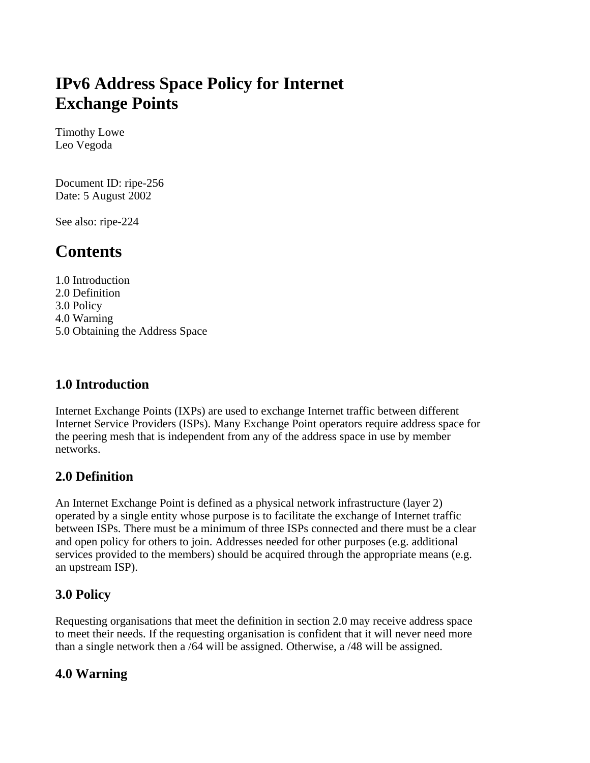# IPv6 Address Space Policy for Internet Exchange Points

Timothy Lowe
Leo Vegoda

Document ID: ripe-256
Date: 5 August 2002

See also: ripe-224

# Contents

1.0 Introduction
2.0 Definition
3.0 Policy
4.0 Warning
5.0 Obtaining the Address Space

### 1.0 Introduction

Internet Exchange Points (IXPs) are used to exchange Internet traffic between different Internet Service Providers (ISPs). Many Exchange Point operators require address space for the peering mesh that is independent from any of the address space in use by member networks.

### 2.0 Definition

An Internet Exchange Point is defined as a physical network infrastructure (layer 2) operated by a single entity whose purpose is to facilitate the exchange of Internet traffic between ISPs. There must be a minimum of three ISPs connected and there must be a clear and open policy for others to join. Addresses needed for other purposes (e.g. additional services provided to the members) should be acquired through the appropriate means (e.g. an upstream ISP).

### 3.0 Policy

Requesting organisations that meet the definition in section 2.0 may receive address space to meet their needs. If the requesting organisation is confident that it will never need more than a single network then a /64 will be assigned. Otherwise, a /48 will be assigned.

### 4.0 Warning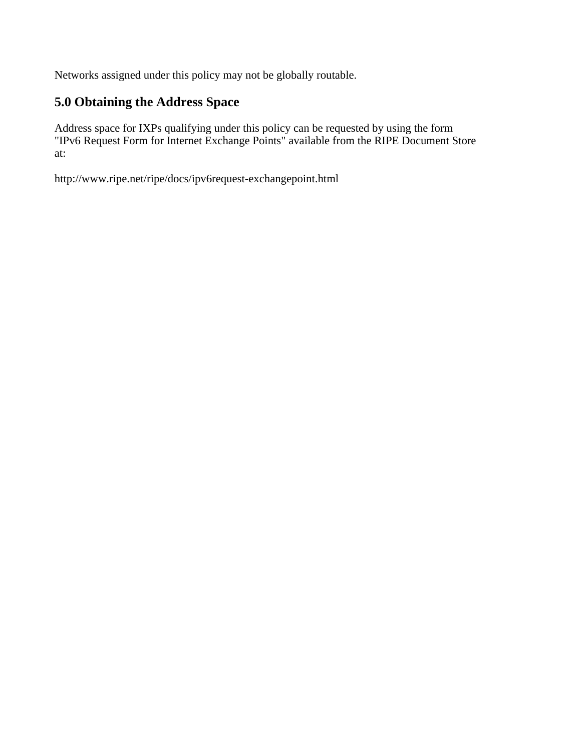Networks assigned under this policy may not be globally routable.

## 5.0 Obtaining the Address Space

Address space for IXPs qualifying under this policy can be requested by using the form "IPv6 Request Form for Internet Exchange Points" available from the RIPE Document Store at:

http://www.ripe.net/ripe/docs/ipv6request-exchangepoint.html